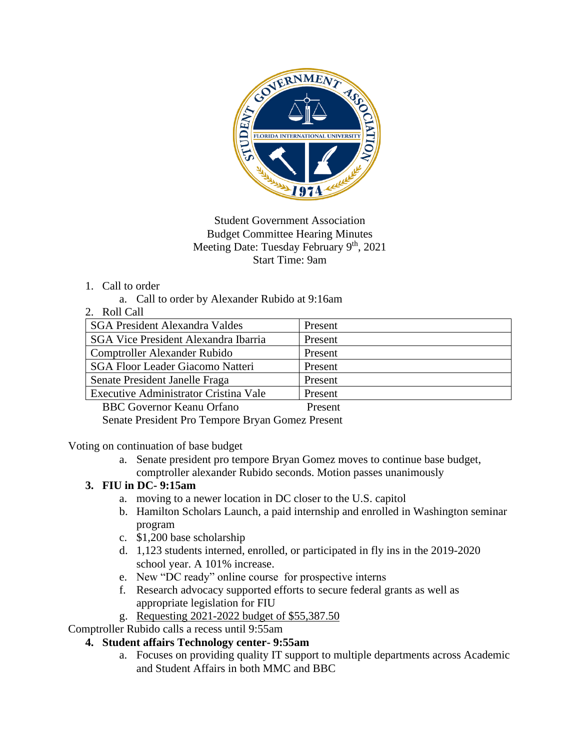Student Government Association
Budget Committee Hearing Minutes
Meeting Date: Tuesday February 9th, 2021
Start Time: 9am

1. Call to order
    a. Call to order by Alexander Rubido at 9:16am
2. Roll Call

| | |
|---|---|
| SGA President Alexandra Valdes | Present |
| SGA Vice President Alexandra Ibarria | Present |
| Comptroller Alexander Rubido | Present |
| SGA Floor Leader Giacomo Natteri | Present |
| Senate President Janelle Fraga | Present |
| Executive Administrator Cristina Vale | Present |
| BBC Governor Keanu Orfano | Present |
| Senate President Pro Tempore Bryan Gomez | Present |

Voting on continuation of base budget

a. Senate president pro tempore Bryan Gomez moves to continue base budget, comptroller alexander Rubido seconds. Motion passes unanimously

3. **FIU in DC- 9:15am**
    a. moving to a newer location in DC closer to the U.S. capitol
    b. Hamilton Scholars Launch, a paid internship and enrolled in Washington seminar program
    c. $1,200 base scholarship
    d. 1,123 students interned, enrolled, or participated in fly ins in the 2019-2020 school year. A 101% increase.
    e. New "DC ready" online course for prospective interns
    f. Research advocacy supported efforts to secure federal grants as well as appropriate legislation for FIU
    g. Requesting 2021-2022 budget of $55,387.50

Comptroller Rubido calls a recess until 9:55am

4. **Student affairs Technology center- 9:55am**
    a. Focuses on providing quality IT support to multiple departments across Academic and Student Affairs in both MMC and BBC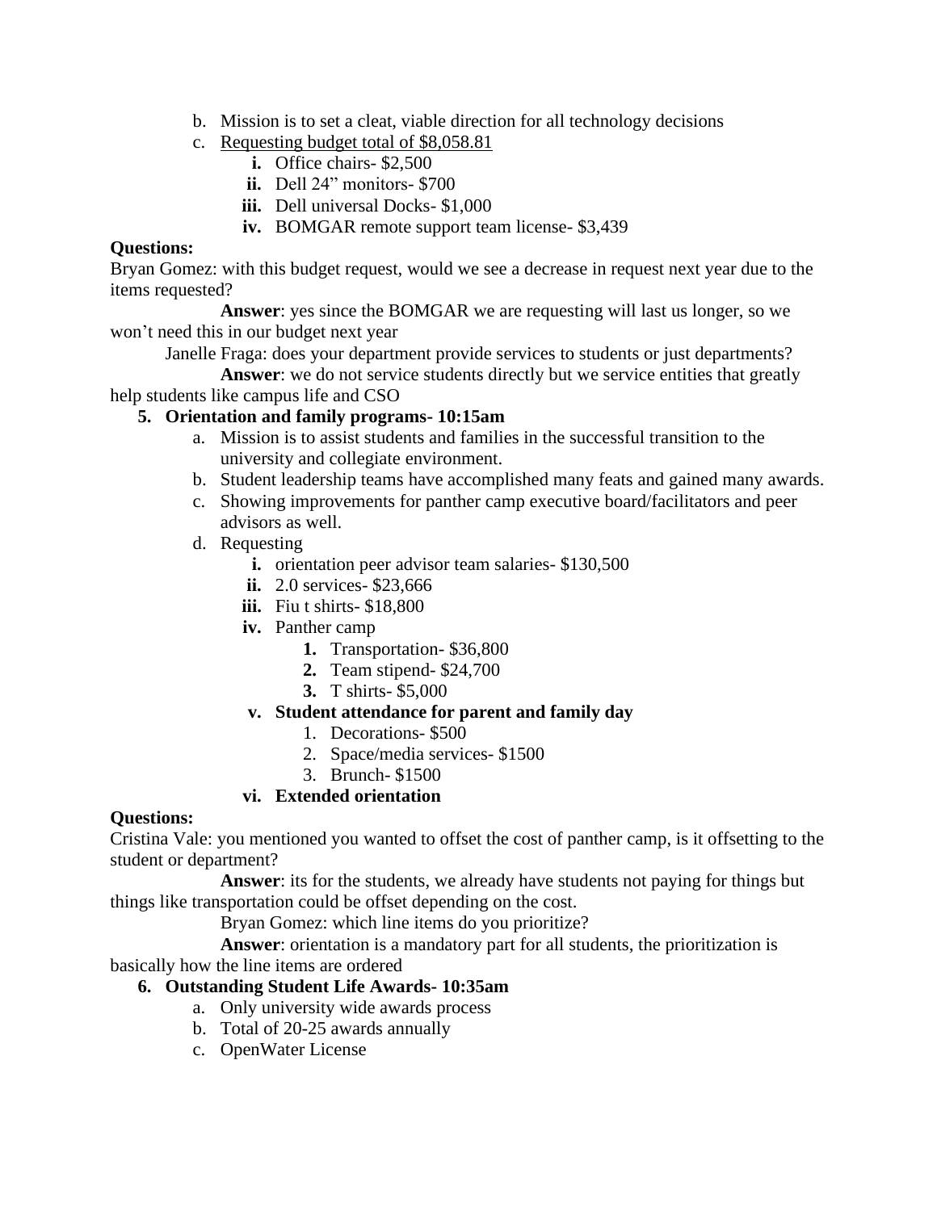b. Mission is to set a cleat, viable direction for all technology decisions
c. <u>Requesting budget total of $8,058.81</u>
    i. Office chairs- $2,500
    ii. Dell 24" monitors- $700
    iii. Dell universal Docks- $1,000
    iv. BOMGAR remote support team license- $3,439

**Questions:**

Bryan Gomez: with this budget request, would we see a decrease in request next year due to the items requested?

**Answer**: yes since the BOMGAR we are requesting will last us longer, so we won't need this in our budget next year

Janelle Fraga: does your department provide services to students or just departments?

**Answer**: we do not service students directly but we service entities that greatly help students like campus life and CSO

5. **Orientation and family programs- 10:15am**
    a. Mission is to assist students and families in the successful transition to the university and collegiate environment.
    b. Student leadership teams have accomplished many feats and gained many awards.
    c. Showing improvements for panther camp executive board/facilitators and peer advisors as well.
    d. Requesting
        i. orientation peer advisor team salaries- $130,500
        ii. 2.0 services- $23,666
        iii. Fiu t shirts- $18,800
        iv. Panther camp
            1. Transportation- $36,800
            2. Team stipend- $24,700
            3. T shirts- $5,000
        v. **Student attendance for parent and family day**
            1. Decorations- $500
            2. Space/media services- $1500
            3. Brunch- $1500
        vi. **Extended orientation**

**Questions:**

Cristina Vale: you mentioned you wanted to offset the cost of panther camp, is it offsetting to the student or department?

**Answer**: its for the students, we already have students not paying for things but things like transportation could be offset depending on the cost.

Bryan Gomez: which line items do you prioritize?

**Answer**: orientation is a mandatory part for all students, the prioritization is basically how the line items are ordered

6. **Outstanding Student Life Awards- 10:35am**
    a. Only university wide awards process
    b. Total of 20-25 awards annually
    c. OpenWater License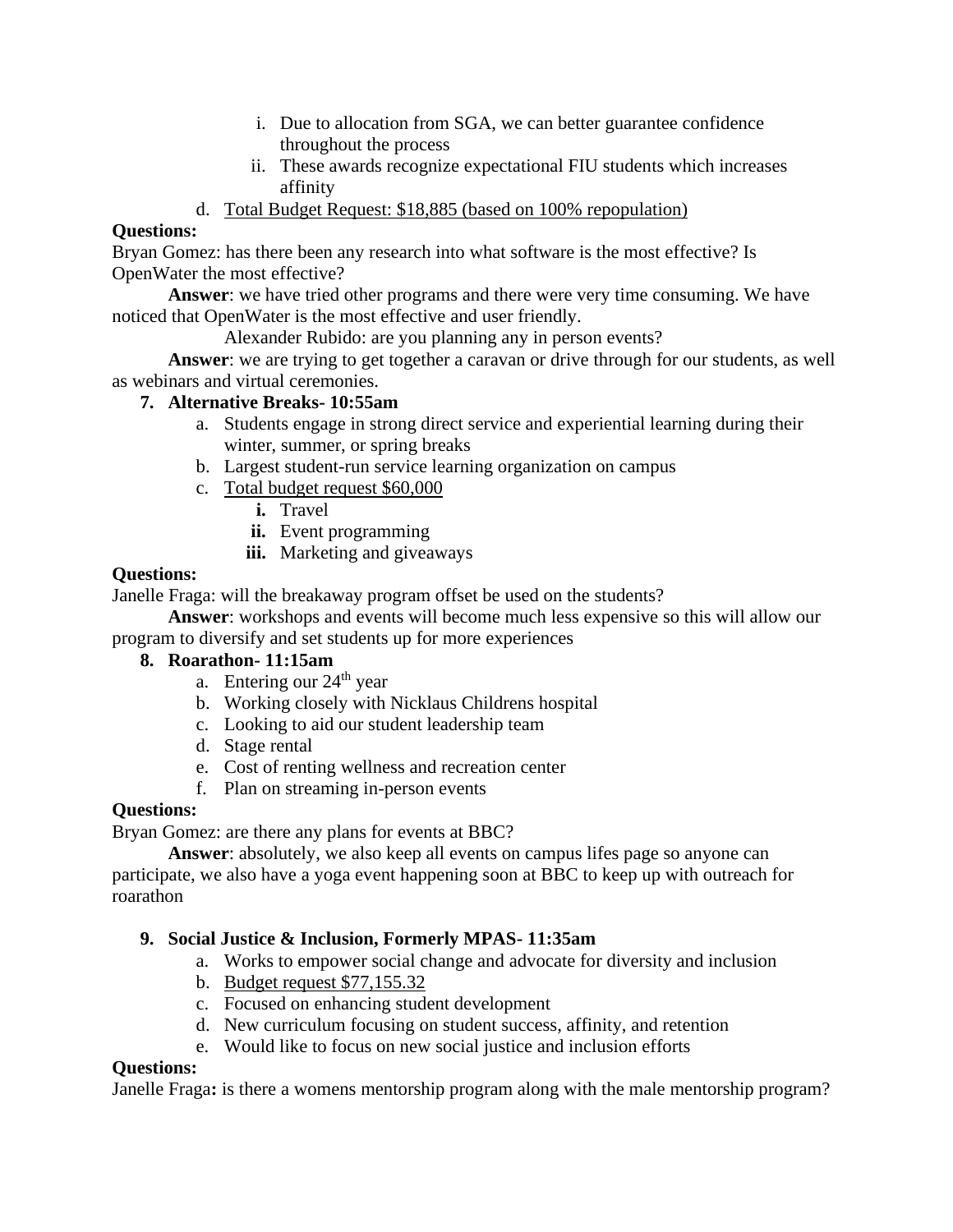i. Due to allocation from SGA, we can better guarantee confidence throughout the process
   ii. These awards recognize expectational FIU students which increases affinity

d. Total Budget Request: $18,885 (based on 100% repopulation)

**Questions:**

Bryan Gomez: has there been any research into what software is the most effective? Is OpenWater the most effective?

**Answer**: we have tried other programs and there were very time consuming. We have noticed that OpenWater is the most effective and user friendly.

Alexander Rubido: are you planning any in person events?

**Answer**: we are trying to get together a caravan or drive through for our students, as well as webinars and virtual ceremonies.

7. **Alternative Breaks- 10:55am**
   a. Students engage in strong direct service and experiential learning during their winter, summer, or spring breaks
   b. Largest student-run service learning organization on campus
   c. Total budget request $60,000
      i. Travel
      ii. Event programming
      iii. Marketing and giveaways

**Questions:**

Janelle Fraga: will the breakaway program offset be used on the students?

**Answer**: workshops and events will become much less expensive so this will allow our program to diversify and set students up for more experiences

8. **Roarathon- 11:15am**
   a. Entering our 24th year
   b. Working closely with Nicklaus Childrens hospital
   c. Looking to aid our student leadership team
   d. Stage rental
   e. Cost of renting wellness and recreation center
   f. Plan on streaming in-person events

**Questions:**

Bryan Gomez: are there any plans for events at BBC?

**Answer**: absolutely, we also keep all events on campus lifes page so anyone can participate, we also have a yoga event happening soon at BBC to keep up with outreach for roarathon

9. **Social Justice & Inclusion, Formerly MPAS- 11:35am**
   a. Works to empower social change and advocate for diversity and inclusion
   b. Budget request $77,155.32
   c. Focused on enhancing student development
   d. New curriculum focusing on student success, affinity, and retention
   e. Would like to focus on new social justice and inclusion efforts

**Questions:**

Janelle Fraga**:** is there a womens mentorship program along with the male mentorship program?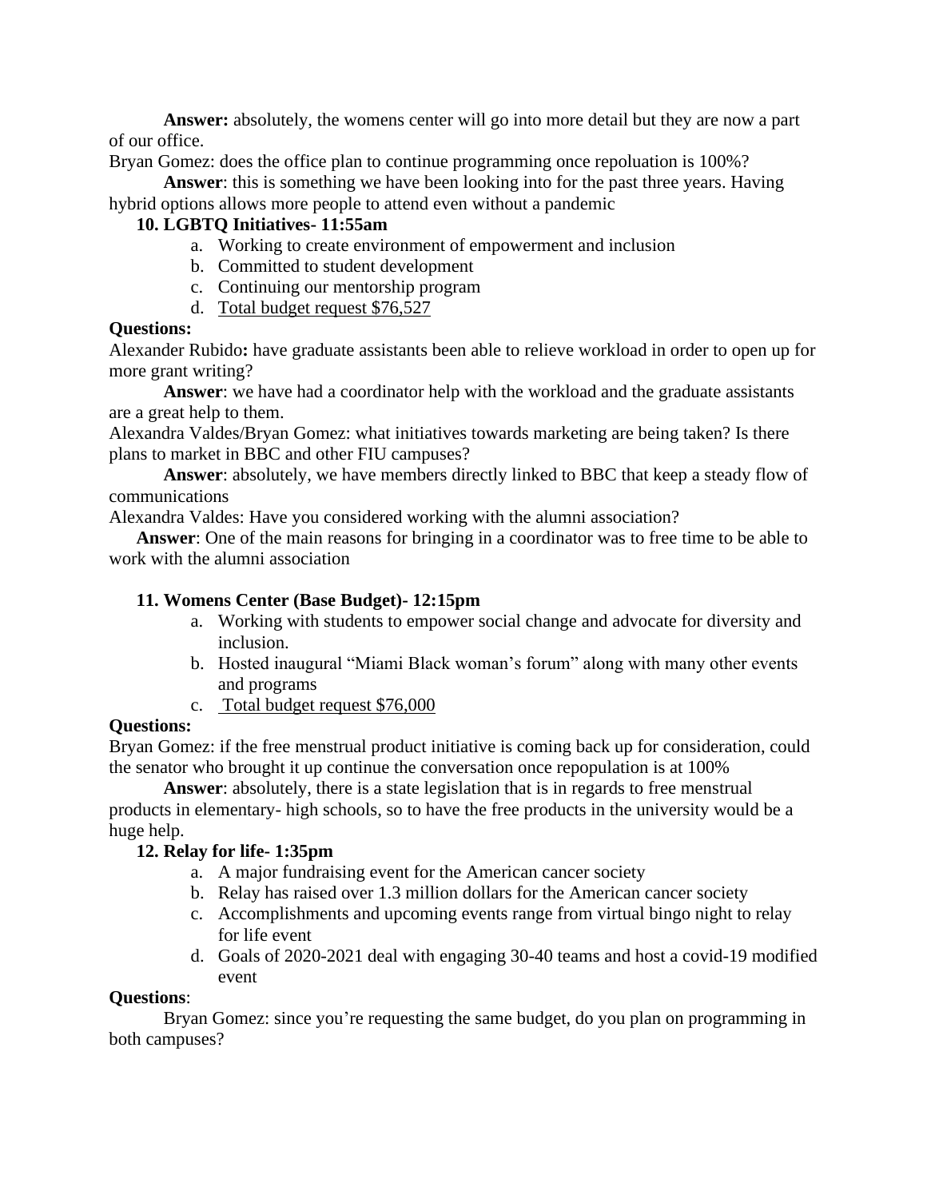**Answer:** absolutely, the womens center will go into more detail but they are now a part of our office.

Bryan Gomez: does the office plan to continue programming once repoluation is 100%?

**Answer**: this is something we have been looking into for the past three years. Having hybrid options allows more people to attend even without a pandemic

**10. LGBTQ Initiatives- 11:55am**

a. Working to create environment of empowerment and inclusion
b. Committed to student development
c. Continuing our mentorship program
d. Total budget request $76,527

**Questions:**

Alexander Rubido**:** have graduate assistants been able to relieve workload in order to open up for more grant writing?

**Answer**: we have had a coordinator help with the workload and the graduate assistants are a great help to them.

Alexandra Valdes/Bryan Gomez: what initiatives towards marketing are being taken? Is there plans to market in BBC and other FIU campuses?

**Answer**: absolutely, we have members directly linked to BBC that keep a steady flow of communications

Alexandra Valdes: Have you considered working with the alumni association?

**Answer**: One of the main reasons for bringing in a coordinator was to free time to be able to work with the alumni association

**11. Womens Center (Base Budget)- 12:15pm**

a. Working with students to empower social change and advocate for diversity and inclusion.
b. Hosted inaugural "Miami Black woman's forum" along with many other events and programs
c. Total budget request $76,000

**Questions:**

Bryan Gomez: if the free menstrual product initiative is coming back up for consideration, could the senator who brought it up continue the conversation once repopulation is at 100%

**Answer**: absolutely, there is a state legislation that is in regards to free menstrual products in elementary- high schools, so to have the free products in the university would be a huge help.

**12. Relay for life- 1:35pm**

a. A major fundraising event for the American cancer society
b. Relay has raised over 1.3 million dollars for the American cancer society
c. Accomplishments and upcoming events range from virtual bingo night to relay for life event
d. Goals of 2020-2021 deal with engaging 30-40 teams and host a covid-19 modified event

**Questions**:

Bryan Gomez: since you're requesting the same budget, do you plan on programming in both campuses?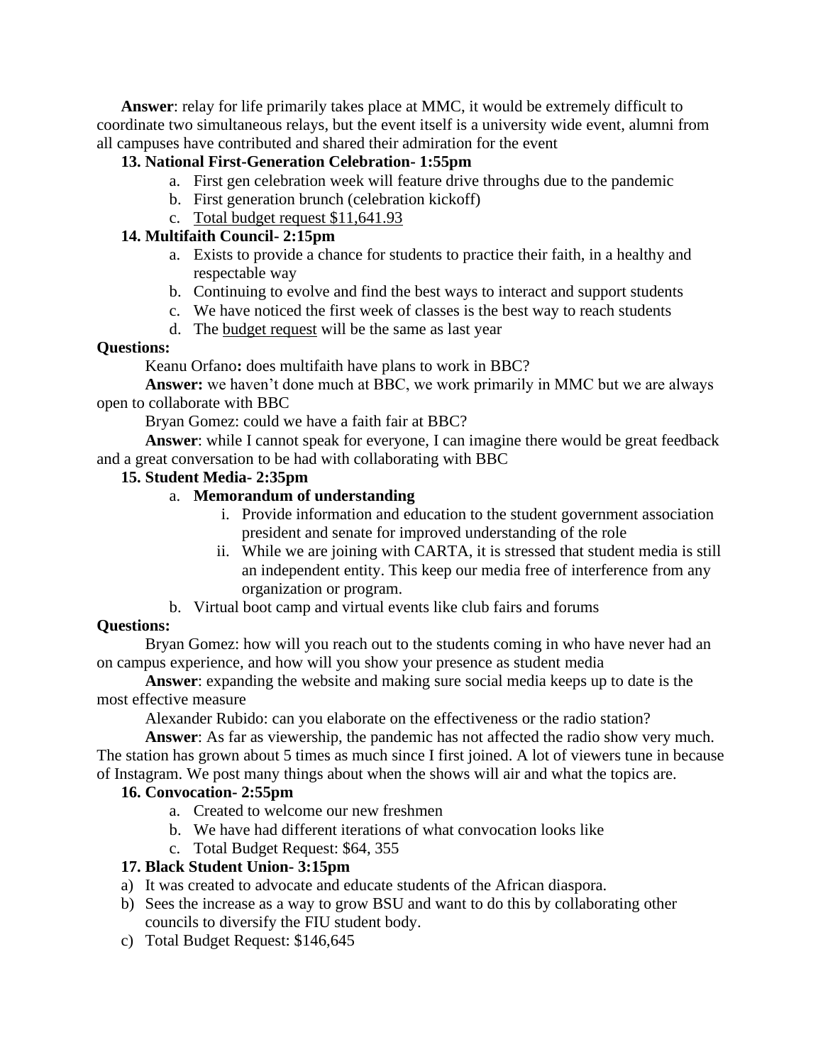**Answer**: relay for life primarily takes place at MMC, it would be extremely difficult to coordinate two simultaneous relays, but the event itself is a university wide event, alumni from all campuses have contributed and shared their admiration for the event

**13. National First-Generation Celebration- 1:55pm**

a. First gen celebration week will feature drive throughs due to the pandemic
b. First generation brunch (celebration kickoff)
c. Total budget request $11,641.93

**14. Multifaith Council- 2:15pm**

a. Exists to provide a chance for students to practice their faith, in a healthy and respectable way
b. Continuing to evolve and find the best ways to interact and support students
c. We have noticed the first week of classes is the best way to reach students
d. The budget request will be the same as last year

**Questions:**

Keanu Orfano**:** does multifaith have plans to work in BBC?

**Answer:** we haven't done much at BBC, we work primarily in MMC but we are always open to collaborate with BBC

Bryan Gomez: could we have a faith fair at BBC?

**Answer**: while I cannot speak for everyone, I can imagine there would be great feedback and a great conversation to be had with collaborating with BBC

**15. Student Media- 2:35pm**

a. **Memorandum of understanding**
   i. Provide information and education to the student government association president and senate for improved understanding of the role
   ii. While we are joining with CARTA, it is stressed that student media is still an independent entity. This keep our media free of interference from any organization or program.
b. Virtual boot camp and virtual events like club fairs and forums

**Questions:**

Bryan Gomez: how will you reach out to the students coming in who have never had an on campus experience, and how will you show your presence as student media

**Answer**: expanding the website and making sure social media keeps up to date is the most effective measure

Alexander Rubido: can you elaborate on the effectiveness or the radio station?

**Answer**: As far as viewership, the pandemic has not affected the radio show very much. The station has grown about 5 times as much since I first joined. A lot of viewers tune in because of Instagram. We post many things about when the shows will air and what the topics are.

**16. Convocation- 2:55pm**

a. Created to welcome our new freshmen
b. We have had different iterations of what convocation looks like
c. Total Budget Request: $64, 355

**17. Black Student Union- 3:15pm**

a) It was created to advocate and educate students of the African diaspora.
b) Sees the increase as a way to grow BSU and want to do this by collaborating other councils to diversify the FIU student body.
c) Total Budget Request: $146,645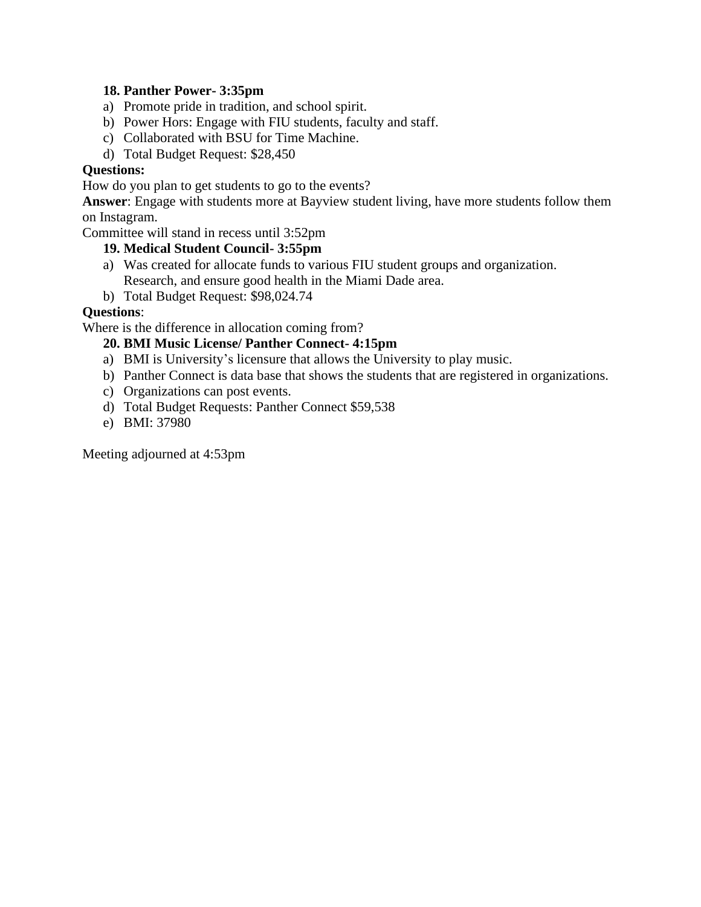**18. Panther Power- 3:35pm**

a) Promote pride in tradition, and school spirit.
b) Power Hors: Engage with FIU students, faculty and staff.
c) Collaborated with BSU for Time Machine.
d) Total Budget Request: $28,450

**Questions:**

How do you plan to get students to go to the events?

**Answer**: Engage with students more at Bayview student living, have more students follow them on Instagram.

Committee will stand in recess until 3:52pm

**19. Medical Student Council- 3:55pm**

a) Was created for allocate funds to various FIU student groups and organization. Research, and ensure good health in the Miami Dade area.
b) Total Budget Request: $98,024.74

**Questions**:

Where is the difference in allocation coming from?

**20. BMI Music License/ Panther Connect- 4:15pm**

a) BMI is University's licensure that allows the University to play music.
b) Panther Connect is data base that shows the students that are registered in organizations.
c) Organizations can post events.
d) Total Budget Requests: Panther Connect $59,538
e) BMI: 37980

Meeting adjourned at 4:53pm